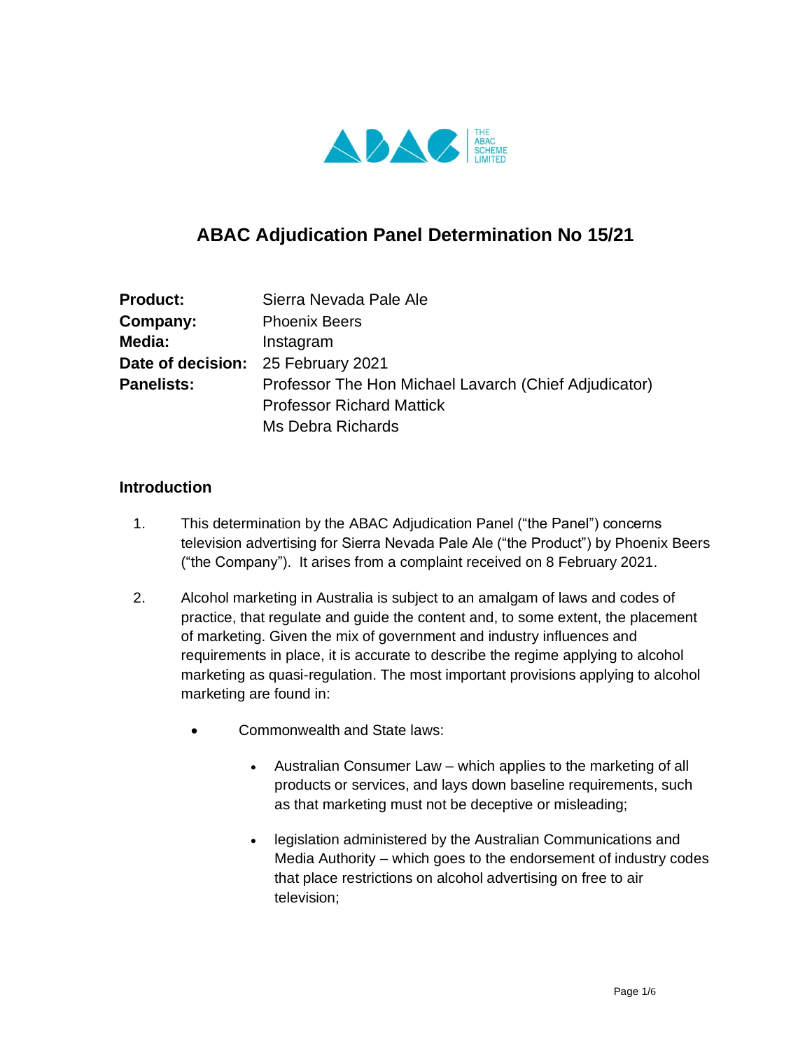# ABAC Adjudication Panel Determination No 15/21

| | |
|---|---|
| **Product:** | Sierra Nevada Pale Ale |
| **Company:** | Phoenix Beers |
| **Media:** | Instagram |
| **Date of decision:** | 25 February 2021 |
| **Panelists:** | Professor The Hon Michael Lavarch (Chief Adjudicator)<br>Professor Richard Mattick<br>Ms Debra Richards |

## Introduction

1. This determination by the ABAC Adjudication Panel ("the Panel") concerns television advertising for Sierra Nevada Pale Ale ("the Product") by Phoenix Beers ("the Company"). It arises from a complaint received on 8 February 2021.

2. Alcohol marketing in Australia is subject to an amalgam of laws and codes of practice, that regulate and guide the content and, to some extent, the placement of marketing. Given the mix of government and industry influences and requirements in place, it is accurate to describe the regime applying to alcohol marketing as quasi-regulation. The most important provisions applying to alcohol marketing are found in:

   - Commonwealth and State laws:
     - Australian Consumer Law – which applies to the marketing of all products or services, and lays down baseline requirements, such as that marketing must not be deceptive or misleading;
     - legislation administered by the Australian Communications and Media Authority – which goes to the endorsement of industry codes that place restrictions on alcohol advertising on free to air television;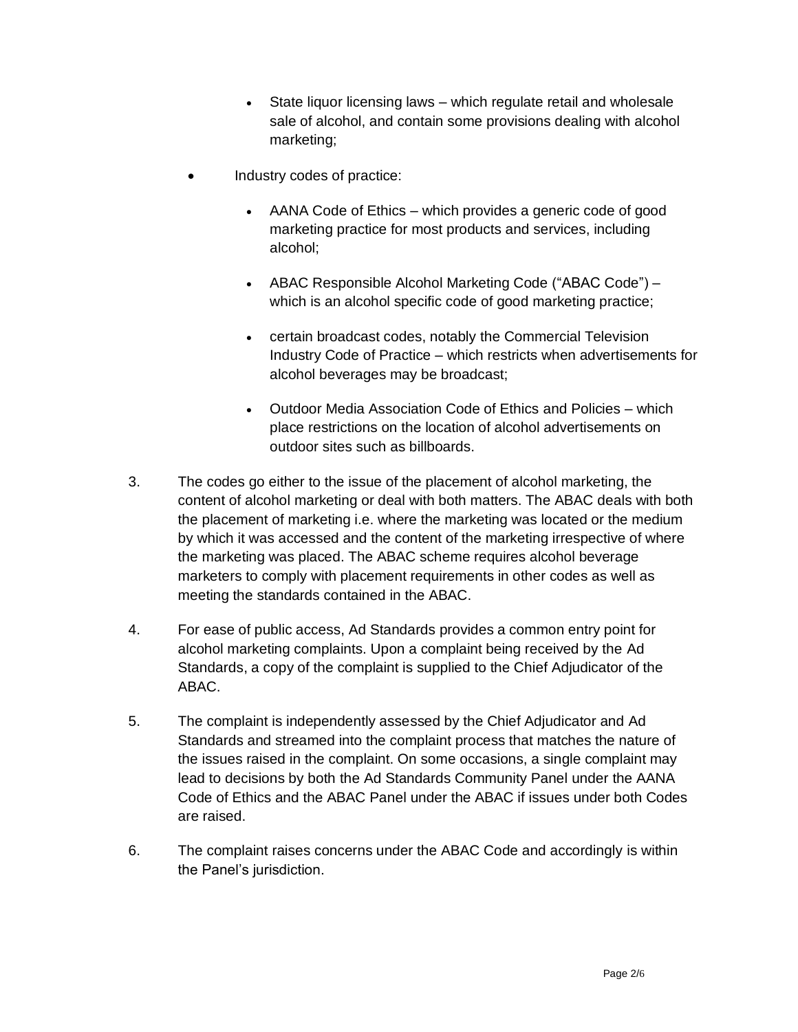- State liquor licensing laws – which regulate retail and wholesale sale of alcohol, and contain some provisions dealing with alcohol marketing;

- Industry codes of practice:

    - AANA Code of Ethics – which provides a generic code of good marketing practice for most products and services, including alcohol;

    - ABAC Responsible Alcohol Marketing Code ("ABAC Code") – which is an alcohol specific code of good marketing practice;

    - certain broadcast codes, notably the Commercial Television Industry Code of Practice – which restricts when advertisements for alcohol beverages may be broadcast;

    - Outdoor Media Association Code of Ethics and Policies – which place restrictions on the location of alcohol advertisements on outdoor sites such as billboards.

3. The codes go either to the issue of the placement of alcohol marketing, the content of alcohol marketing or deal with both matters. The ABAC deals with both the placement of marketing i.e. where the marketing was located or the medium by which it was accessed and the content of the marketing irrespective of where the marketing was placed. The ABAC scheme requires alcohol beverage marketers to comply with placement requirements in other codes as well as meeting the standards contained in the ABAC.

4. For ease of public access, Ad Standards provides a common entry point for alcohol marketing complaints. Upon a complaint being received by the Ad Standards, a copy of the complaint is supplied to the Chief Adjudicator of the ABAC.

5. The complaint is independently assessed by the Chief Adjudicator and Ad Standards and streamed into the complaint process that matches the nature of the issues raised in the complaint. On some occasions, a single complaint may lead to decisions by both the Ad Standards Community Panel under the AANA Code of Ethics and the ABAC Panel under the ABAC if issues under both Codes are raised.

6. The complaint raises concerns under the ABAC Code and accordingly is within the Panel's jurisdiction.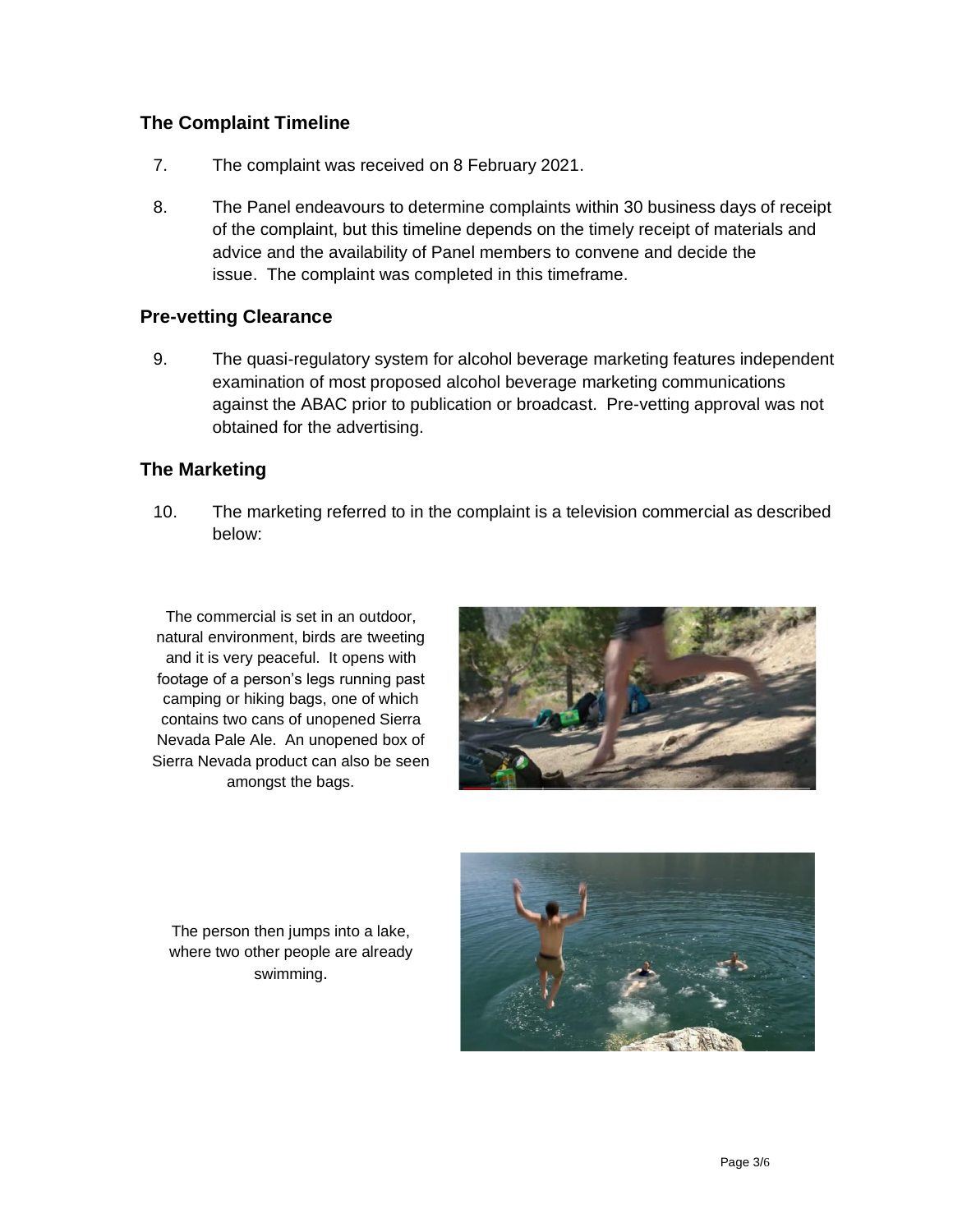## The Complaint Timeline

7. The complaint was received on 8 February 2021.

8. The Panel endeavours to determine complaints within 30 business days of receipt of the complaint, but this timeline depends on the timely receipt of materials and advice and the availability of Panel members to convene and decide the issue. The complaint was completed in this timeframe.

## Pre-vetting Clearance

9. The quasi-regulatory system for alcohol beverage marketing features independent examination of most proposed alcohol beverage marketing communications against the ABAC prior to publication or broadcast. Pre-vetting approval was not obtained for the advertising.

## The Marketing

10. The marketing referred to in the complaint is a television commercial as described below:

The commercial is set in an outdoor, natural environment, birds are tweeting and it is very peaceful. It opens with footage of a person's legs running past camping or hiking bags, one of which contains two cans of unopened Sierra Nevada Pale Ale. An unopened box of Sierra Nevada product can also be seen amongst the bags.

The person then jumps into a lake, where two other people are already swimming.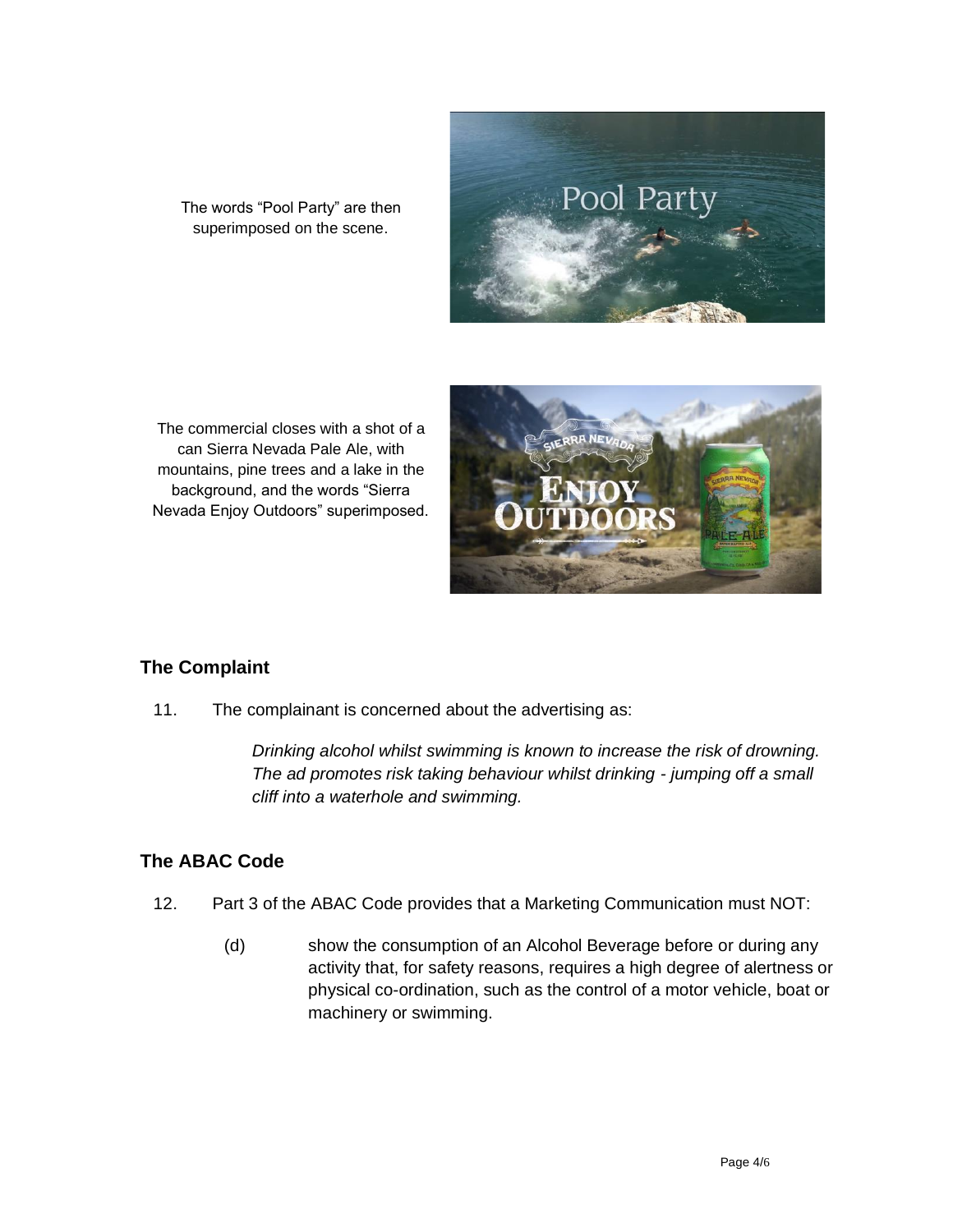The words “Pool Party” are then superimposed on the scene.

The commercial closes with a shot of a can Sierra Nevada Pale Ale, with mountains, pine trees and a lake in the background, and the words “Sierra Nevada Enjoy Outdoors” superimposed.

## The Complaint

11. The complainant is concerned about the advertising as:

    *Drinking alcohol whilst swimming is known to increase the risk of drowning. The ad promotes risk taking behaviour whilst drinking - jumping off a small cliff into a waterhole and swimming.*

## The ABAC Code

12. Part 3 of the ABAC Code provides that a Marketing Communication must NOT:

    (d) show the consumption of an Alcohol Beverage before or during any activity that, for safety reasons, requires a high degree of alertness or physical co-ordination, such as the control of a motor vehicle, boat or machinery or swimming.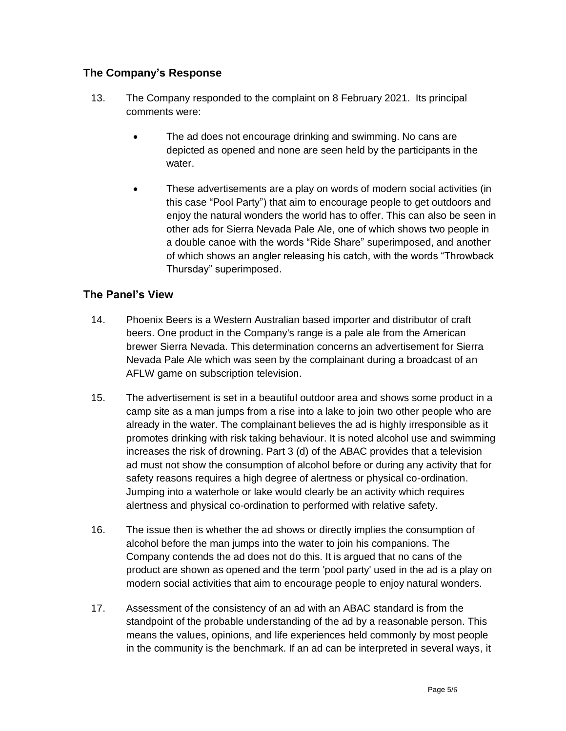## The Company's Response

13. The Company responded to the complaint on 8 February 2021. Its principal comments were:

    - The ad does not encourage drinking and swimming. No cans are depicted as opened and none are seen held by the participants in the water.

    - These advertisements are a play on words of modern social activities (in this case "Pool Party") that aim to encourage people to get outdoors and enjoy the natural wonders the world has to offer. This can also be seen in other ads for Sierra Nevada Pale Ale, one of which shows two people in a double canoe with the words "Ride Share" superimposed, and another of which shows an angler releasing his catch, with the words "Throwback Thursday" superimposed.

## The Panel's View

14. Phoenix Beers is a Western Australian based importer and distributor of craft beers. One product in the Company's range is a pale ale from the American brewer Sierra Nevada. This determination concerns an advertisement for Sierra Nevada Pale Ale which was seen by the complainant during a broadcast of an AFLW game on subscription television.

15. The advertisement is set in a beautiful outdoor area and shows some product in a camp site as a man jumps from a rise into a lake to join two other people who are already in the water. The complainant believes the ad is highly irresponsible as it promotes drinking with risk taking behaviour. It is noted alcohol use and swimming increases the risk of drowning. Part 3 (d) of the ABAC provides that a television ad must not show the consumption of alcohol before or during any activity that for safety reasons requires a high degree of alertness or physical co-ordination. Jumping into a waterhole or lake would clearly be an activity which requires alertness and physical co-ordination to performed with relative safety.

16. The issue then is whether the ad shows or directly implies the consumption of alcohol before the man jumps into the water to join his companions. The Company contends the ad does not do this. It is argued that no cans of the product are shown as opened and the term 'pool party' used in the ad is a play on modern social activities that aim to encourage people to enjoy natural wonders.

17. Assessment of the consistency of an ad with an ABAC standard is from the standpoint of the probable understanding of the ad by a reasonable person. This means the values, opinions, and life experiences held commonly by most people in the community is the benchmark. If an ad can be interpreted in several ways, it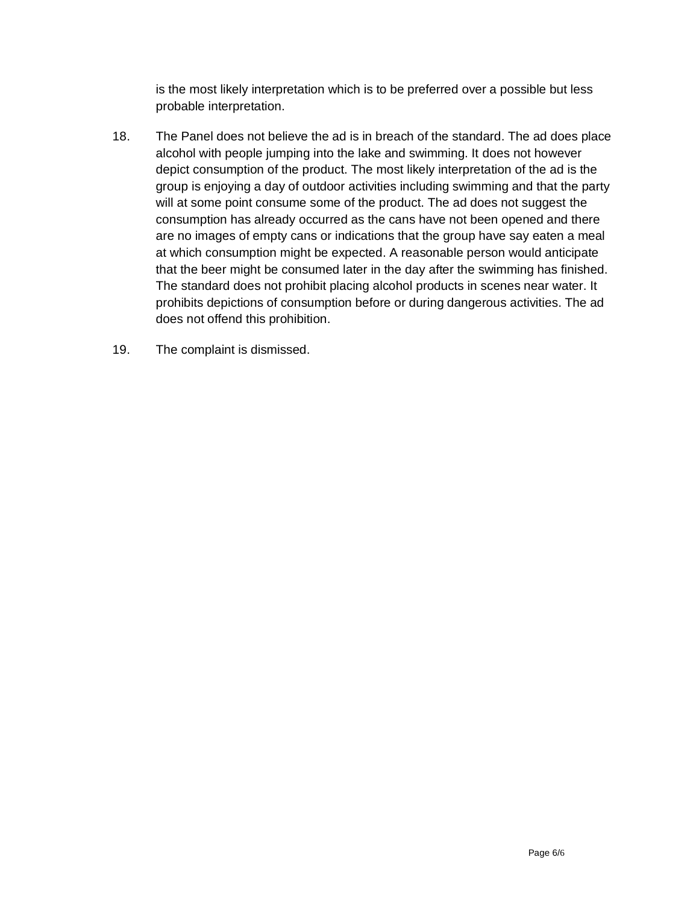is the most likely interpretation which is to be preferred over a possible but less probable interpretation.

18. The Panel does not believe the ad is in breach of the standard. The ad does place alcohol with people jumping into the lake and swimming. It does not however depict consumption of the product. The most likely interpretation of the ad is the group is enjoying a day of outdoor activities including swimming and that the party will at some point consume some of the product. The ad does not suggest the consumption has already occurred as the cans have not been opened and there are no images of empty cans or indications that the group have say eaten a meal at which consumption might be expected. A reasonable person would anticipate that the beer might be consumed later in the day after the swimming has finished. The standard does not prohibit placing alcohol products in scenes near water. It prohibits depictions of consumption before or during dangerous activities. The ad does not offend this prohibition.

19. The complaint is dismissed.